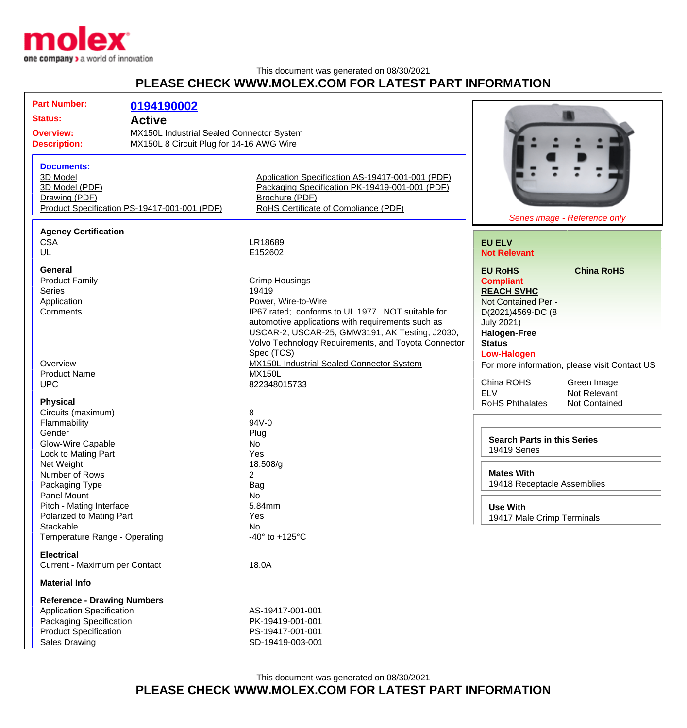This document was generated on 08/30/2021

## PLEASE CHECK WWW.MOLEX.COM FOR LATEST PART INFORMATION

| | |
|---|---|
| **Part Number:** | **0194190002** |
| **Status:** | **Active** |
| **Overview:** | MX150L Industrial Sealed Connector System |
| **Description:** | MX150L 8 Circuit Plug for 14-16 AWG Wire |

### Documents:

- 3D Model
- 3D Model (PDF)
- Drawing (PDF)
- Product Specification PS-19417-001-001 (PDF)
- Application Specification AS-19417-001-001 (PDF)
- Packaging Specification PK-19419-001-001 (PDF)
- Brochure (PDF)
- RoHS Certificate of Compliance (PDF)

*Series image - Reference only*

**EU ELV**
**Not Relevant**

**EU RoHS**
**Compliant**

**China RoHS**

**REACH SVHC**
Not Contained Per - D(2021)4569-DC (8 July 2021)

**Halogen-Free Status**
**Low-Halogen**

For more information, please visit Contact US

| | |
|---|---|
| China ROHS | Green Image |
| ELV | Not Relevant |
| RoHS Phthalates | Not Contained |

**Search Parts in this Series**
19419 Series

**Mates With**
19418 Receptacle Assemblies

**Use With**
19417 Male Crimp Terminals

### Agency Certification

| | |
|---|---|
| CSA | LR18689 |
| UL | E152602 |

### General

| | |
|---|---|
| Product Family | Crimp Housings |
| Series | 19419 |
| Application | Power, Wire-to-Wire |
| Comments | IP67 rated; conforms to UL 1977. NOT suitable for automotive applications with requirements such as USCAR-2, USCAR-25, GMW3191, AK Testing, J2030, Volvo Technology Requirements, and Toyota Connector Spec (TCS) |
| Overview | MX150L Industrial Sealed Connector System |
| Product Name | MX150L |
| UPC | 822348015733 |

### Physical

| | |
|---|---|
| Circuits (maximum) | 8 |
| Flammability | 94V-0 |
| Gender | Plug |
| Glow-Wire Capable | No |
| Lock to Mating Part | Yes |
| Net Weight | 18.508/g |
| Number of Rows | 2 |
| Packaging Type | Bag |
| Panel Mount | No |
| Pitch - Mating Interface | 5.84mm |
| Polarized to Mating Part | Yes |
| Stackable | No |
| Temperature Range - Operating | -40° to +125°C |

### Electrical

| | |
|---|---|
| Current - Maximum per Contact | 18.0A |

### Material Info

### Reference - Drawing Numbers

| | |
|---|---|
| Application Specification | AS-19417-001-001 |
| Packaging Specification | PK-19419-001-001 |
| Product Specification | PS-19417-001-001 |
| Sales Drawing | SD-19419-003-001 |

This document was generated on 08/30/2021

## PLEASE CHECK WWW.MOLEX.COM FOR LATEST PART INFORMATION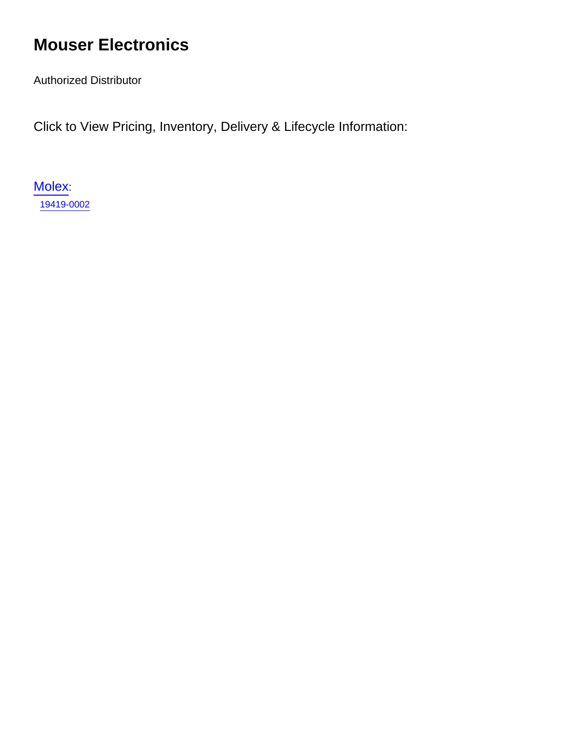# Mouser Electronics

Authorized Distributor

Click to View Pricing, Inventory, Delivery & Lifecycle Information:

Molex:

19419-0002